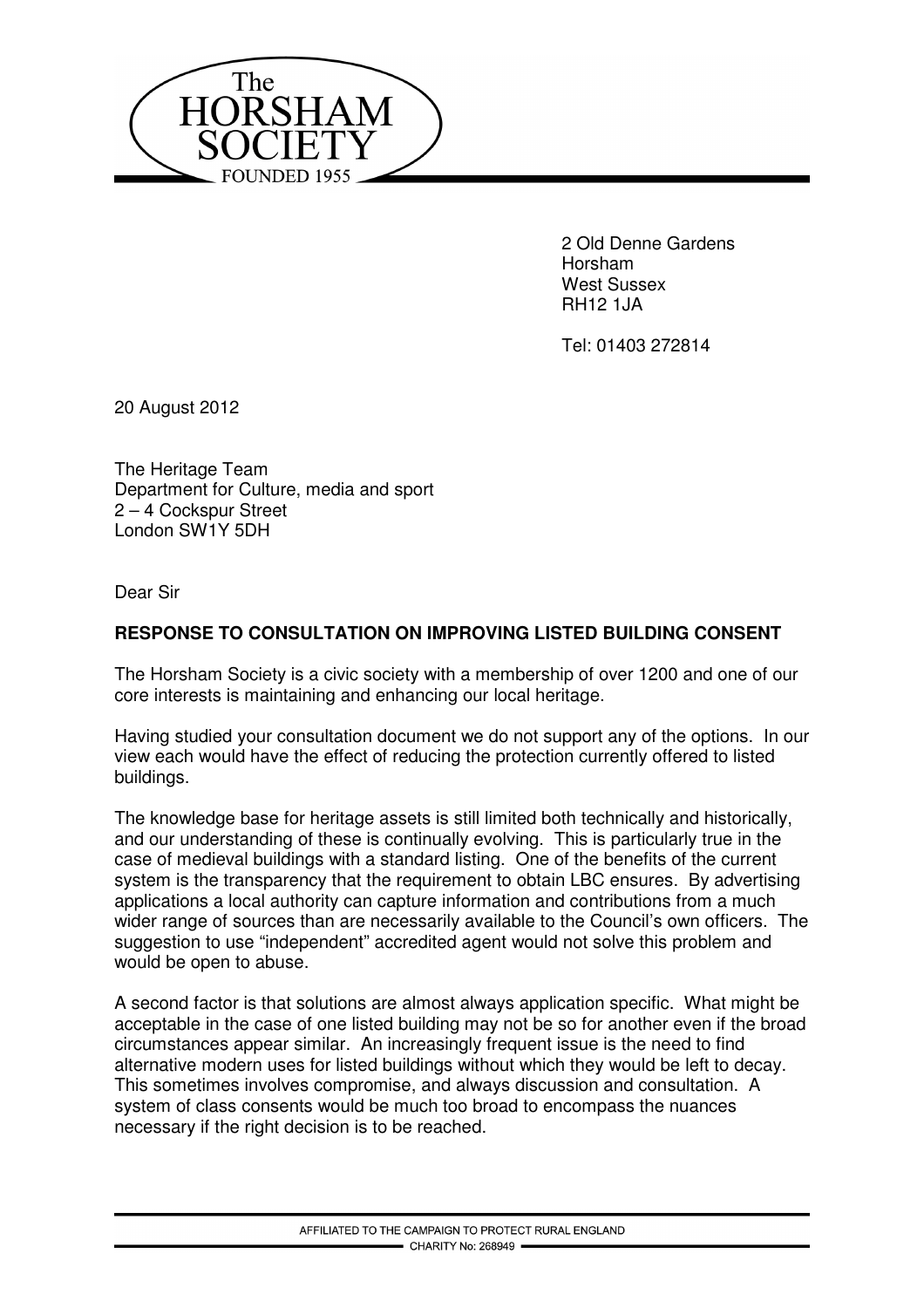The
HORSHAM
SOCIETY
FOUNDED 1955

2 Old Denne Gardens
Horsham
West Sussex
RH12 1JA

Tel: 01403 272814

20 August 2012

The Heritage Team
Department for Culture, media and sport
2 – 4 Cockspur Street
London SW1Y 5DH

Dear Sir

**RESPONSE TO CONSULTATION ON IMPROVING LISTED BUILDING CONSENT**

The Horsham Society is a civic society with a membership of over 1200 and one of our core interests is maintaining and enhancing our local heritage.

Having studied your consultation document we do not support any of the options. In our view each would have the effect of reducing the protection currently offered to listed buildings.

The knowledge base for heritage assets is still limited both technically and historically, and our understanding of these is continually evolving. This is particularly true in the case of medieval buildings with a standard listing. One of the benefits of the current system is the transparency that the requirement to obtain LBC ensures. By advertising applications a local authority can capture information and contributions from a much wider range of sources than are necessarily available to the Council's own officers. The suggestion to use "independent" accredited agent would not solve this problem and would be open to abuse.

A second factor is that solutions are almost always application specific. What might be acceptable in the case of one listed building may not be so for another even if the broad circumstances appear similar. An increasingly frequent issue is the need to find alternative modern uses for listed buildings without which they would be left to decay. This sometimes involves compromise, and always discussion and consultation. A system of class consents would be much too broad to encompass the nuances necessary if the right decision is to be reached.

AFFILIATED TO THE CAMPAIGN TO PROTECT RURAL ENGLAND
CHARITY No: 268949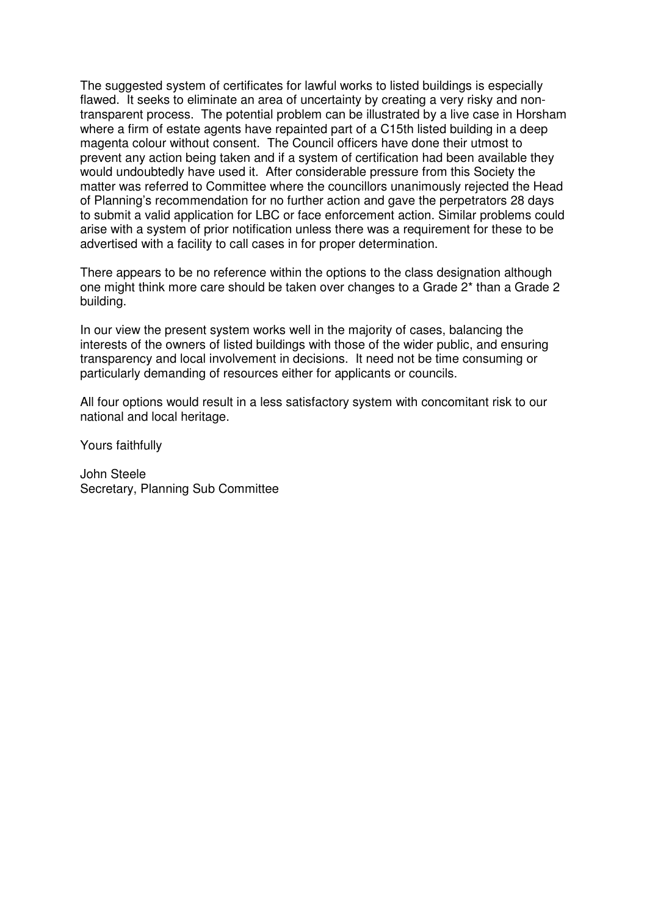The suggested system of certificates for lawful works to listed buildings is especially flawed. It seeks to eliminate an area of uncertainty by creating a very risky and non-transparent process. The potential problem can be illustrated by a live case in Horsham where a firm of estate agents have repainted part of a C15th listed building in a deep magenta colour without consent. The Council officers have done their utmost to prevent any action being taken and if a system of certification had been available they would undoubtedly have used it. After considerable pressure from this Society the matter was referred to Committee where the councillors unanimously rejected the Head of Planning's recommendation for no further action and gave the perpetrators 28 days to submit a valid application for LBC or face enforcement action. Similar problems could arise with a system of prior notification unless there was a requirement for these to be advertised with a facility to call cases in for proper determination.

There appears to be no reference within the options to the class designation although one might think more care should be taken over changes to a Grade 2* than a Grade 2 building.

In our view the present system works well in the majority of cases, balancing the interests of the owners of listed buildings with those of the wider public, and ensuring transparency and local involvement in decisions. It need not be time consuming or particularly demanding of resources either for applicants or councils.

All four options would result in a less satisfactory system with concomitant risk to our national and local heritage.

Yours faithfully

John Steele
Secretary, Planning Sub Committee